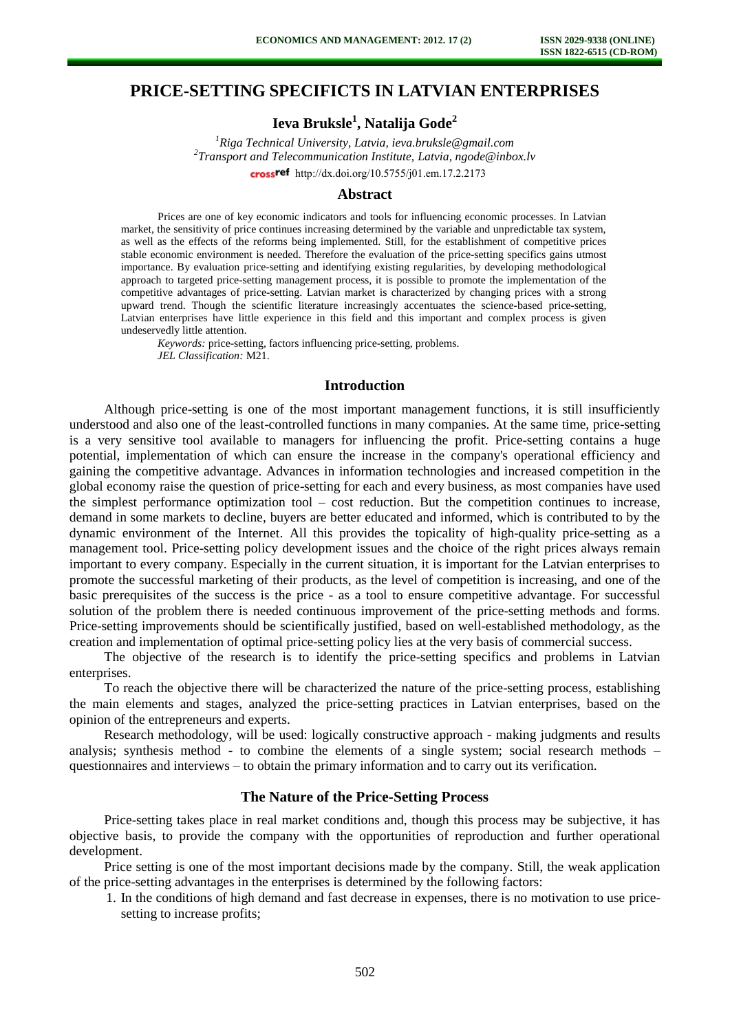# PRICE-SETTING SPECIFICTS IN LATVIAN ENTERPRISES

**Ieva Bruksle[1], Natalija Gode[2]**

*[1]Riga Technical University, Latvia, ieva.bruksle@gmail.com*
*[2]Transport and Telecommunication Institute, Latvia, ngode@inbox.lv*

http://dx.doi.org/10.5755/j01.em.17.2.2173

## Abstract

Prices are one of key economic indicators and tools for influencing economic processes. In Latvian market, the sensitivity of price continues increasing determined by the variable and unpredictable tax system, as well as the effects of the reforms being implemented. Still, for the establishment of competitive prices stable economic environment is needed. Therefore the evaluation of the price-setting specifics gains utmost importance. By evaluation price-setting and identifying existing regularities, by developing methodological approach to targeted price-setting management process, it is possible to promote the implementation of the competitive advantages of price-setting. Latvian market is characterized by changing prices with a strong upward trend. Though the scientific literature increasingly accentuates the science-based price-setting, Latvian enterprises have little experience in this field and this important and complex process is given undeservedly little attention.

*Keywords:* price-setting, factors influencing price-setting, problems.

*JEL Classification:* M21.

## Introduction

Although price-setting is one of the most important management functions, it is still insufficiently understood and also one of the least-controlled functions in many companies. At the same time, price-setting is a very sensitive tool available to managers for influencing the profit. Price-setting contains a huge potential, implementation of which can ensure the increase in the company's operational efficiency and gaining the competitive advantage. Advances in information technologies and increased competition in the global economy raise the question of price-setting for each and every business, as most companies have used the simplest performance optimization tool – cost reduction. But the competition continues to increase, demand in some markets to decline, buyers are better educated and informed, which is contributed to by the dynamic environment of the Internet. All this provides the topicality of high-quality price-setting as a management tool. Price-setting policy development issues and the choice of the right prices always remain important to every company. Especially in the current situation, it is important for the Latvian enterprises to promote the successful marketing of their products, as the level of competition is increasing, and one of the basic prerequisites of the success is the price - as a tool to ensure competitive advantage. For successful solution of the problem there is needed continuous improvement of the price-setting methods and forms. Price-setting improvements should be scientifically justified, based on well-established methodology, as the creation and implementation of optimal price-setting policy lies at the very basis of commercial success.

The objective of the research is to identify the price-setting specifics and problems in Latvian enterprises.

To reach the objective there will be characterized the nature of the price-setting process, establishing the main elements and stages, analyzed the price-setting practices in Latvian enterprises, based on the opinion of the entrepreneurs and experts.

Research methodology, will be used: logically constructive approach - making judgments and results analysis; synthesis method - to combine the elements of a single system; social research methods – questionnaires and interviews – to obtain the primary information and to carry out its verification.

## The Nature of the Price-Setting Process

Price-setting takes place in real market conditions and, though this process may be subjective, it has objective basis, to provide the company with the opportunities of reproduction and further operational development.

Price setting is one of the most important decisions made by the company. Still, the weak application of the price-setting advantages in the enterprises is determined by the following factors:

1. In the conditions of high demand and fast decrease in expenses, there is no motivation to use price-setting to increase profits;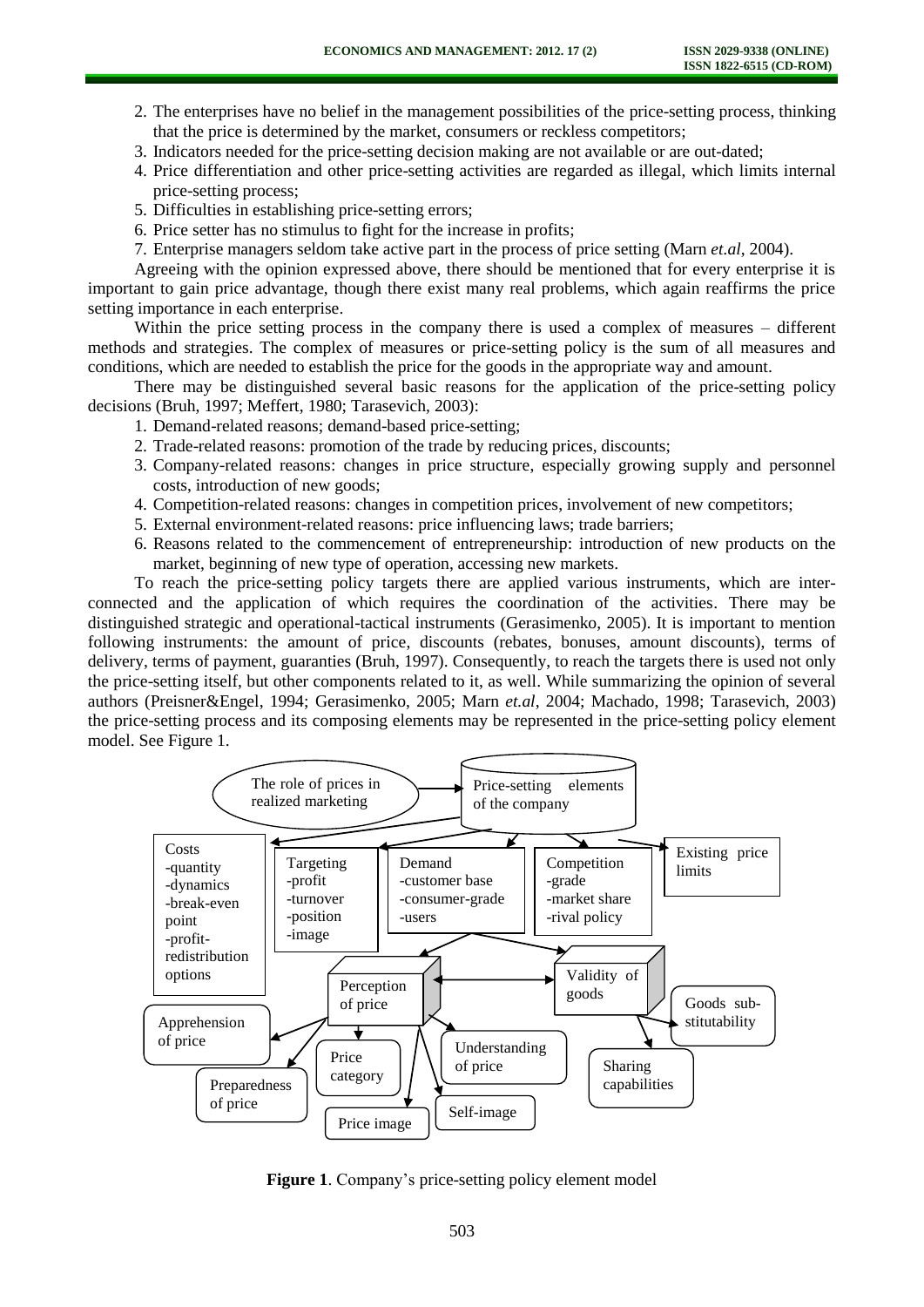2. The enterprises have no belief in the management possibilities of the price-setting process, thinking that the price is determined by the market, consumers or reckless competitors;
3. Indicators needed for the price-setting decision making are not available or are out-dated;
4. Price differentiation and other price-setting activities are regarded as illegal, which limits internal price-setting process;
5. Difficulties in establishing price-setting errors;
6. Price setter has no stimulus to fight for the increase in profits;
7. Enterprise managers seldom take active part in the process of price setting (Marn *et.al*, 2004).

Agreeing with the opinion expressed above, there should be mentioned that for every enterprise it is important to gain price advantage, though there exist many real problems, which again reaffirms the price setting importance in each enterprise.

Within the price setting process in the company there is used a complex of measures – different methods and strategies. The complex of measures or price-setting policy is the sum of all measures and conditions, which are needed to establish the price for the goods in the appropriate way and amount.

There may be distinguished several basic reasons for the application of the price-setting policy decisions (Bruh, 1997; Meffert, 1980; Tarasevich, 2003):

1. Demand-related reasons; demand-based price-setting;
2. Trade-related reasons: promotion of the trade by reducing prices, discounts;
3. Company-related reasons: changes in price structure, especially growing supply and personnel costs, introduction of new goods;
4. Competition-related reasons: changes in competition prices, involvement of new competitors;
5. External environment-related reasons: price influencing laws; trade barriers;
6. Reasons related to the commencement of entrepreneurship: introduction of new products on the market, beginning of new type of operation, accessing new markets.

To reach the price-setting policy targets there are applied various instruments, which are interconnected and the application of which requires the coordination of the activities. There may be distinguished strategic and operational-tactical instruments (Gerasimenko, 2005). It is important to mention following instruments: the amount of price, discounts (rebates, bonuses, amount discounts), terms of delivery, terms of payment, guaranties (Bruh, 1997). Consequently, to reach the targets there is used not only the price-setting itself, but other components related to it, as well. While summarizing the opinion of several authors (Preisner&Engel, 1994; Gerasimenko, 2005; Marn *et.al*, 2004; Machado, 1998; Tarasevich, 2003) the price-setting process and its composing elements may be represented in the price-setting policy element model. See Figure 1.

The role of prices in realized marketing → Price-setting elements of the company

Costs: -quantity -dynamics -break-even point -profit-redistribution options

Targeting: -profit -turnover -position -image

Demand: -customer base -consumer-grade -users

Competition: -grade -market share -rival policy

Existing price limits

Perception of price ↔ Validity of goods

Perception of price: Apprehension of price; Preparedness of price; Price category; Price image; Self-image; Understanding of price

Validity of goods: Goods sub-stitutability; Sharing capabilities

**Figure 1**. Company's price-setting policy element model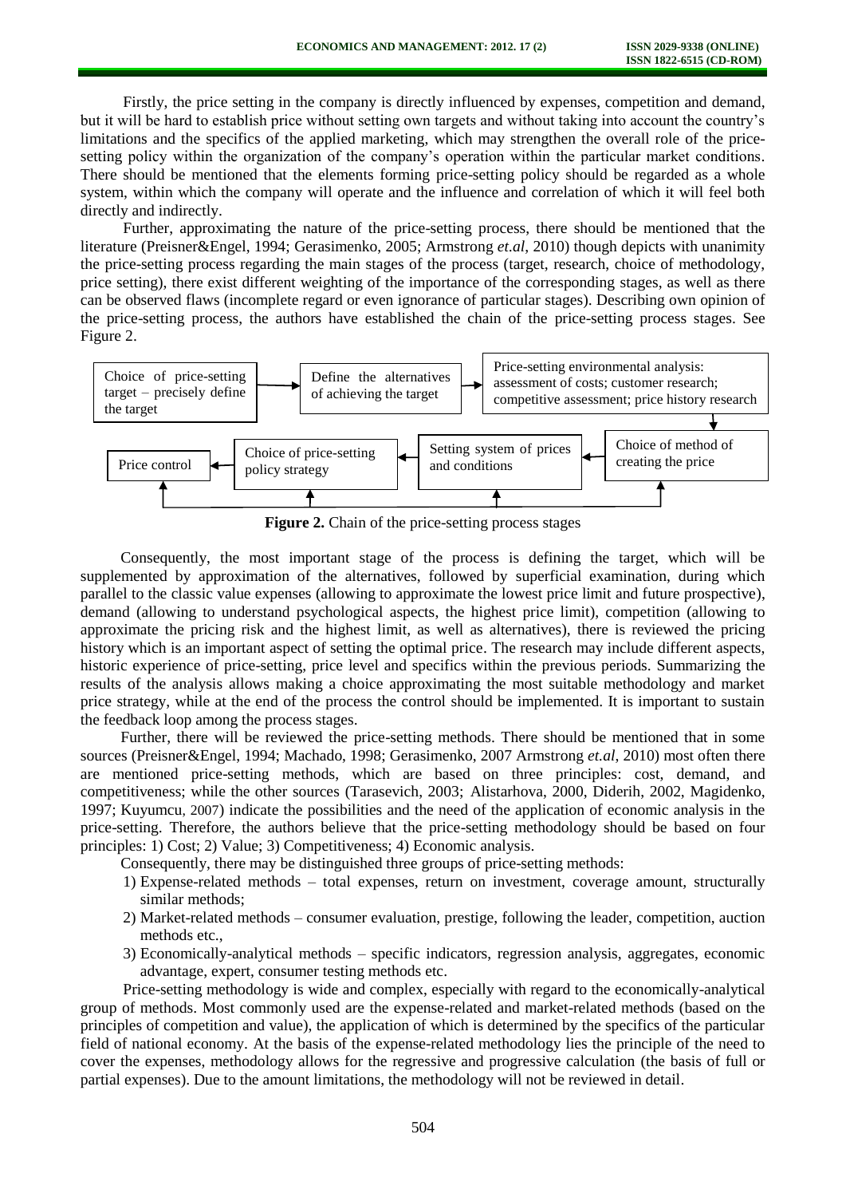Firstly, the price setting in the company is directly influenced by expenses, competition and demand, but it will be hard to establish price without setting own targets and without taking into account the country's limitations and the specifics of the applied marketing, which may strengthen the overall role of the price-setting policy within the organization of the company's operation within the particular market conditions. There should be mentioned that the elements forming price-setting policy should be regarded as a whole system, within which the company will operate and the influence and correlation of which it will feel both directly and indirectly.

Further, approximating the nature of the price-setting process, there should be mentioned that the literature (Preisner&Engel, 1994; Gerasimenko, 2005; Armstrong *et.al*, 2010) though depicts with unanimity the price-setting process regarding the main stages of the process (target, research, choice of methodology, price setting), there exist different weighting of the importance of the corresponding stages, as well as there can be observed flaws (incomplete regard or even ignorance of particular stages). Describing own opinion of the price-setting process, the authors have established the chain of the price-setting process stages. See Figure 2.

Choice of price-setting target – precisely define the target → Define the alternatives of achieving the target → Price-setting environmental analysis: assessment of costs; customer research; competitive assessment; price history research → Choice of method of creating the price → Setting system of prices and conditions → Choice of price-setting policy strategy → Price control

**Figure 2.** Chain of the price-setting process stages

Consequently, the most important stage of the process is defining the target, which will be supplemented by approximation of the alternatives, followed by superficial examination, during which parallel to the classic value expenses (allowing to approximate the lowest price limit and future prospective), demand (allowing to understand psychological aspects, the highest price limit), competition (allowing to approximate the pricing risk and the highest limit, as well as alternatives), there is reviewed the pricing history which is an important aspect of setting the optimal price. The research may include different aspects, historic experience of price-setting, price level and specifics within the previous periods. Summarizing the results of the analysis allows making a choice approximating the most suitable methodology and market price strategy, while at the end of the process the control should be implemented. It is important to sustain the feedback loop among the process stages.

Further, there will be reviewed the price-setting methods. There should be mentioned that in some sources (Preisner&Engel, 1994; Machado, 1998; Gerasimenko, 2007 Armstrong *et.al*, 2010) most often there are mentioned price-setting methods, which are based on three principles: cost, demand, and competitiveness; while the other sources (Tarasevich, 2003; Alistarhova, 2000, Diderih, 2002, Magidenko, 1997; Kuyumcu, 2007) indicate the possibilities and the need of the application of economic analysis in the price-setting. Therefore, the authors believe that the price-setting methodology should be based on four principles: 1) Cost; 2) Value; 3) Competitiveness; 4) Economic analysis.

Consequently, there may be distinguished three groups of price-setting methods:

1) Expense-related methods – total expenses, return on investment, coverage amount, structurally similar methods;
2) Market-related methods – consumer evaluation, prestige, following the leader, competition, auction methods etc.,
3) Economically-analytical methods – specific indicators, regression analysis, aggregates, economic advantage, expert, consumer testing methods etc.

Price-setting methodology is wide and complex, especially with regard to the economically-analytical group of methods. Most commonly used are the expense-related and market-related methods (based on the principles of competition and value), the application of which is determined by the specifics of the particular field of national economy. At the basis of the expense-related methodology lies the principle of the need to cover the expenses, methodology allows for the regressive and progressive calculation (the basis of full or partial expenses). Due to the amount limitations, the methodology will not be reviewed in detail.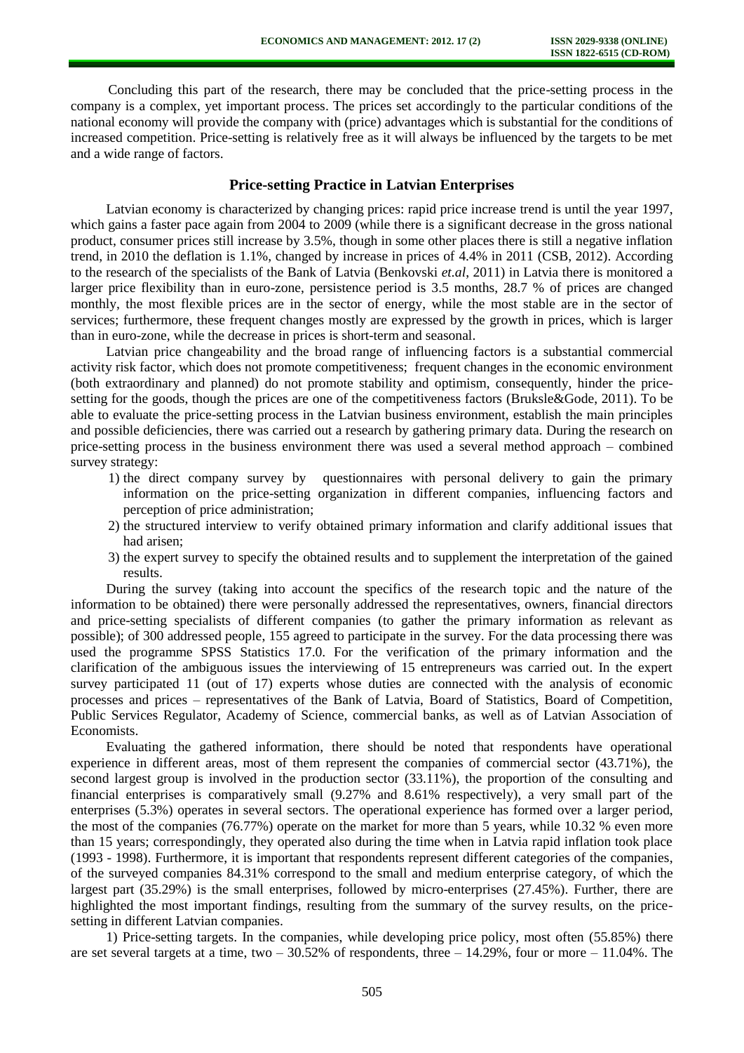Concluding this part of the research, there may be concluded that the price-setting process in the company is a complex, yet important process. The prices set accordingly to the particular conditions of the national economy will provide the company with (price) advantages which is substantial for the conditions of increased competition. Price-setting is relatively free as it will always be influenced by the targets to be met and a wide range of factors.

## Price-setting Practice in Latvian Enterprises

Latvian economy is characterized by changing prices: rapid price increase trend is until the year 1997, which gains a faster pace again from 2004 to 2009 (while there is a significant decrease in the gross national product, consumer prices still increase by 3.5%, though in some other places there is still a negative inflation trend, in 2010 the deflation is 1.1%, changed by increase in prices of 4.4% in 2011 (CSB, 2012). According to the research of the specialists of the Bank of Latvia (Benkovski *et.al*, 2011) in Latvia there is monitored a larger price flexibility than in euro-zone, persistence period is 3.5 months, 28.7 % of prices are changed monthly, the most flexible prices are in the sector of energy, while the most stable are in the sector of services; furthermore, these frequent changes mostly are expressed by the growth in prices, which is larger than in euro-zone, while the decrease in prices is short-term and seasonal.

Latvian price changeability and the broad range of influencing factors is a substantial commercial activity risk factor, which does not promote competitiveness; frequent changes in the economic environment (both extraordinary and planned) do not promote stability and optimism, consequently, hinder the price-setting for the goods, though the prices are one of the competitiveness factors (Bruksle&Gode, 2011). To be able to evaluate the price-setting process in the Latvian business environment, establish the main principles and possible deficiencies, there was carried out a research by gathering primary data. During the research on price-setting process in the business environment there was used a several method approach – combined survey strategy:

1) the direct company survey by questionnaires with personal delivery to gain the primary information on the price-setting organization in different companies, influencing factors and perception of price administration;
2) the structured interview to verify obtained primary information and clarify additional issues that had arisen;
3) the expert survey to specify the obtained results and to supplement the interpretation of the gained results.

During the survey (taking into account the specifics of the research topic and the nature of the information to be obtained) there were personally addressed the representatives, owners, financial directors and price-setting specialists of different companies (to gather the primary information as relevant as possible); of 300 addressed people, 155 agreed to participate in the survey. For the data processing there was used the programme SPSS Statistics 17.0. For the verification of the primary information and the clarification of the ambiguous issues the interviewing of 15 entrepreneurs was carried out. In the expert survey participated 11 (out of 17) experts whose duties are connected with the analysis of economic processes and prices – representatives of the Bank of Latvia, Board of Statistics, Board of Competition, Public Services Regulator, Academy of Science, commercial banks, as well as of Latvian Association of Economists.

Evaluating the gathered information, there should be noted that respondents have operational experience in different areas, most of them represent the companies of commercial sector (43.71%), the second largest group is involved in the production sector (33.11%), the proportion of the consulting and financial enterprises is comparatively small (9.27% and 8.61% respectively), a very small part of the enterprises (5.3%) operates in several sectors. The operational experience has formed over a larger period, the most of the companies (76.77%) operate on the market for more than 5 years, while 10.32 % even more than 15 years; correspondingly, they operated also during the time when in Latvia rapid inflation took place (1993 - 1998). Furthermore, it is important that respondents represent different categories of the companies, of the surveyed companies 84.31% correspond to the small and medium enterprise category, of which the largest part (35.29%) is the small enterprises, followed by micro-enterprises (27.45%). Further, there are highlighted the most important findings, resulting from the summary of the survey results, on the price-setting in different Latvian companies.

1) Price-setting targets. In the companies, while developing price policy, most often (55.85%) there are set several targets at a time, two – 30.52% of respondents, three – 14.29%, four or more – 11.04%. The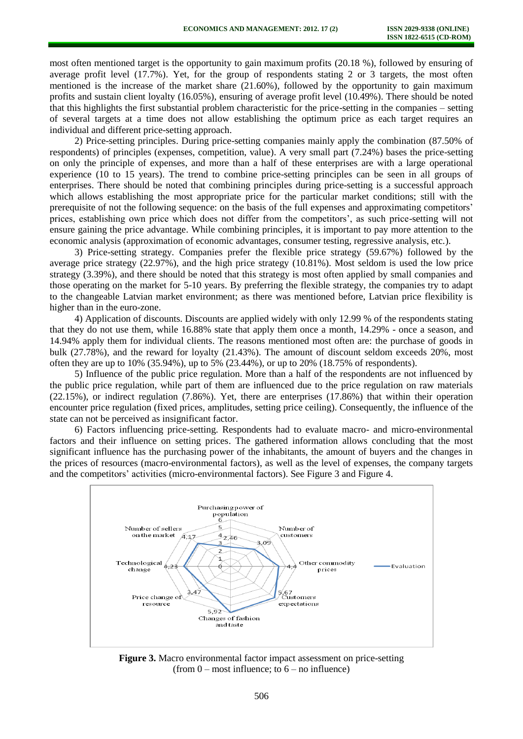most often mentioned target is the opportunity to gain maximum profits (20.18 %), followed by ensuring of average profit level (17.7%). Yet, for the group of respondents stating 2 or 3 targets, the most often mentioned is the increase of the market share (21.60%), followed by the opportunity to gain maximum profits and sustain client loyalty (16.05%), ensuring of average profit level (10.49%). There should be noted that this highlights the first substantial problem characteristic for the price-setting in the companies – setting of several targets at a time does not allow establishing the optimum price as each target requires an individual and different price-setting approach.

2) Price-setting principles. During price-setting companies mainly apply the combination (87.50% of respondents) of principles (expenses, competition, value). A very small part (7.24%) bases the price-setting on only the principle of expenses, and more than a half of these enterprises are with a large operational experience (10 to 15 years). The trend to combine price-setting principles can be seen in all groups of enterprises. There should be noted that combining principles during price-setting is a successful approach which allows establishing the most appropriate price for the particular market conditions; still with the prerequisite of not the following sequence: on the basis of the full expenses and approximating competitors' prices, establishing own price which does not differ from the competitors', as such price-setting will not ensure gaining the price advantage. While combining principles, it is important to pay more attention to the economic analysis (approximation of economic advantages, consumer testing, regressive analysis, etc.).

3) Price-setting strategy. Companies prefer the flexible price strategy (59.67%) followed by the average price strategy (22.97%), and the high price strategy (10.81%). Most seldom is used the low price strategy (3.39%), and there should be noted that this strategy is most often applied by small companies and those operating on the market for 5-10 years. By preferring the flexible strategy, the companies try to adapt to the changeable Latvian market environment; as there was mentioned before, Latvian price flexibility is higher than in the euro-zone.

4) Application of discounts. Discounts are applied widely with only 12.99 % of the respondents stating that they do not use them, while 16.88% state that apply them once a month, 14.29% - once a season, and 14.94% apply them for individual clients. The reasons mentioned most often are: the purchase of goods in bulk (27.78%), and the reward for loyalty (21.43%). The amount of discount seldom exceeds 20%, most often they are up to 10% (35.94%), up to 5% (23.44%), or up to 20% (18.75% of respondents).

5) Influence of the public price regulation. More than a half of the respondents are not influenced by the public price regulation, while part of them are influenced due to the price regulation on raw materials (22.15%), or indirect regulation (7.86%). Yet, there are enterprises (17.86%) that within their operation encounter price regulation (fixed prices, amplitudes, setting price ceiling). Consequently, the influence of the state can not be perceived as insignificant factor.

6) Factors influencing price-setting. Respondents had to evaluate macro- and micro-environmental factors and their influence on setting prices. The gathered information allows concluding that the most significant influence has the purchasing power of the inhabitants, the amount of buyers and the changes in the prices of resources (macro-environmental factors), as well as the level of expenses, the company targets and the competitors' activities (micro-environmental factors). See Figure 3 and Figure 4.

**Figure 3.** Macro environmental factor impact assessment on price-setting (from 0 – most influence; to 6 – no influence)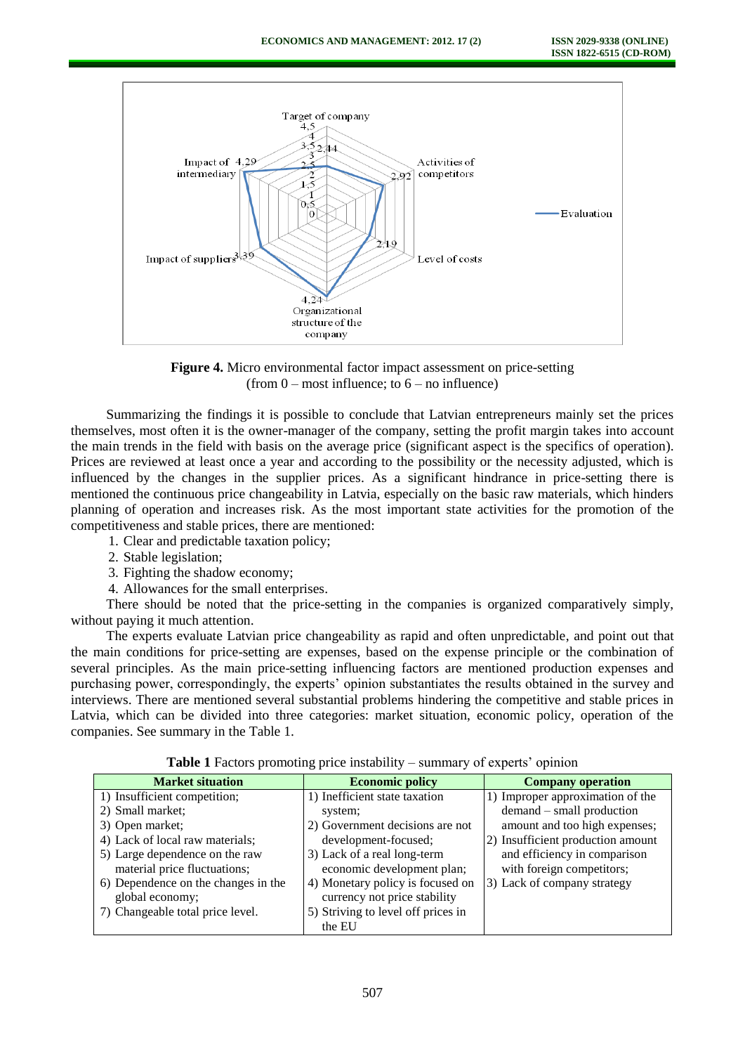**Figure 4.** Micro environmental factor impact assessment on price-setting (from 0 – most influence; to 6 – no influence)

Summarizing the findings it is possible to conclude that Latvian entrepreneurs mainly set the prices themselves, most often it is the owner-manager of the company, setting the profit margin takes into account the main trends in the field with basis on the average price (significant aspect is the specifics of operation). Prices are reviewed at least once a year and according to the possibility or the necessity adjusted, which is influenced by the changes in the supplier prices. As a significant hindrance in price-setting there is mentioned the continuous price changeability in Latvia, especially on the basic raw materials, which hinders planning of operation and increases risk. As the most important state activities for the promotion of the competitiveness and stable prices, there are mentioned:

1. Clear and predictable taxation policy;
2. Stable legislation;
3. Fighting the shadow economy;
4. Allowances for the small enterprises.

There should be noted that the price-setting in the companies is organized comparatively simply, without paying it much attention.

The experts evaluate Latvian price changeability as rapid and often unpredictable, and point out that the main conditions for price-setting are expenses, based on the expense principle or the combination of several principles. As the main price-setting influencing factors are mentioned production expenses and purchasing power, correspondingly, the experts' opinion substantiates the results obtained in the survey and interviews. There are mentioned several substantial problems hindering the competitive and stable prices in Latvia, which can be divided into three categories: market situation, economic policy, operation of the companies. See summary in the Table 1.

**Table 1** Factors promoting price instability – summary of experts' opinion

| Market situation | Economic policy | Company operation |
|---|---|---|
| 1) Insufficient competition;<br>2) Small market;<br>3) Open market;<br>4) Lack of local raw materials;<br>5) Large dependence on the raw material price fluctuations;<br>6) Dependence on the changes in the global economy;<br>7) Changeable total price level. | 1) Inefficient state taxation system;<br>2) Government decisions are not development-focused;<br>3) Lack of a real long-term economic development plan;<br>4) Monetary policy is focused on currency not price stability<br>5) Striving to level off prices in the EU | 1) Improper approximation of the demand – small production amount and too high expenses;<br>2) Insufficient production amount and efficiency in comparison with foreign competitors;<br>3) Lack of company strategy |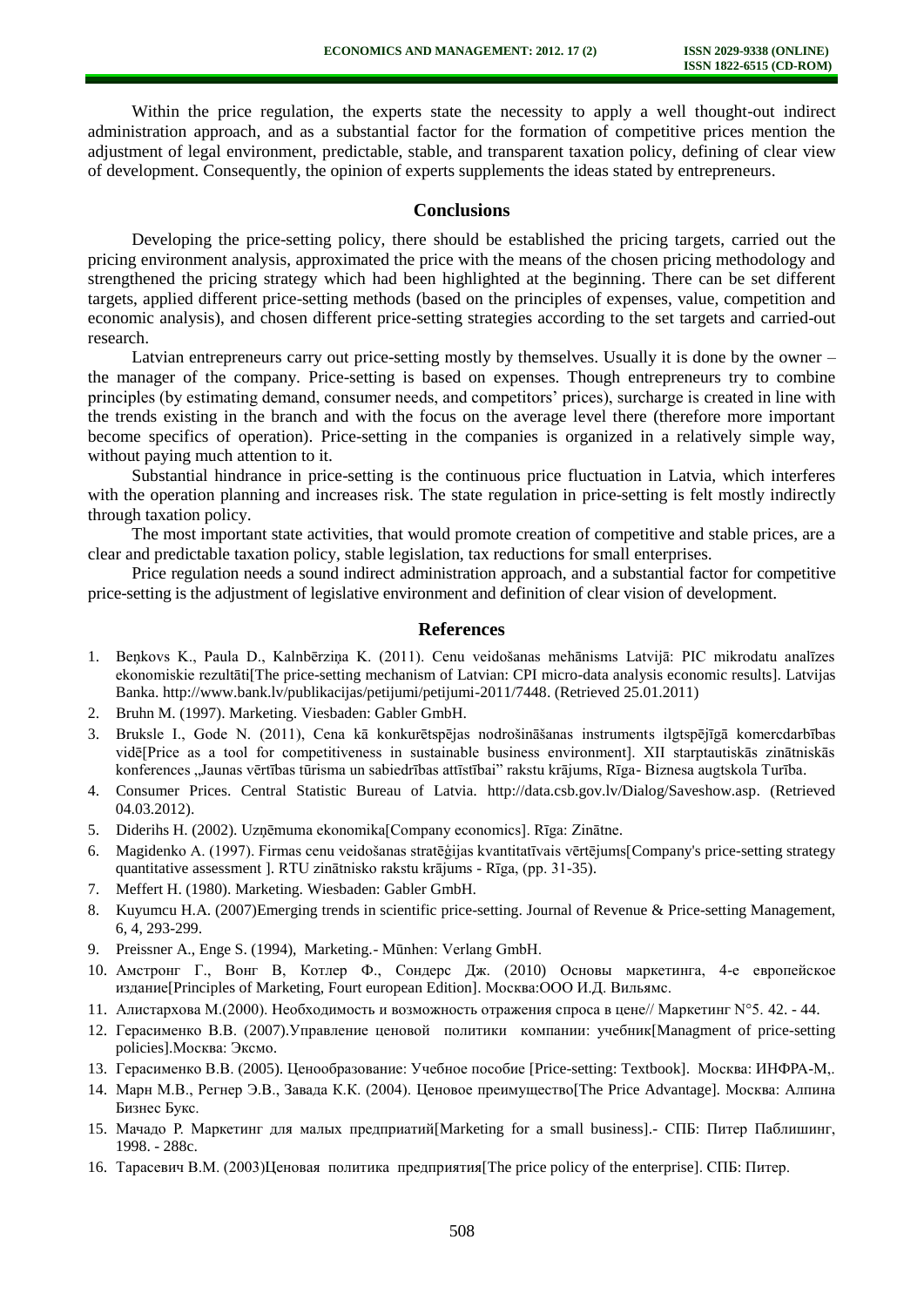Within the price regulation, the experts state the necessity to apply a well thought-out indirect administration approach, and as a substantial factor for the formation of competitive prices mention the adjustment of legal environment, predictable, stable, and transparent taxation policy, defining of clear view of development. Consequently, the opinion of experts supplements the ideas stated by entrepreneurs.

## Conclusions

Developing the price-setting policy, there should be established the pricing targets, carried out the pricing environment analysis, approximated the price with the means of the chosen pricing methodology and strengthened the pricing strategy which had been highlighted at the beginning. There can be set different targets, applied different price-setting methods (based on the principles of expenses, value, competition and economic analysis), and chosen different price-setting strategies according to the set targets and carried-out research.

Latvian entrepreneurs carry out price-setting mostly by themselves. Usually it is done by the owner – the manager of the company. Price-setting is based on expenses. Though entrepreneurs try to combine principles (by estimating demand, consumer needs, and competitors' prices), surcharge is created in line with the trends existing in the branch and with the focus on the average level there (therefore more important become specifics of operation). Price-setting in the companies is organized in a relatively simple way, without paying much attention to it.

Substantial hindrance in price-setting is the continuous price fluctuation in Latvia, which interferes with the operation planning and increases risk. The state regulation in price-setting is felt mostly indirectly through taxation policy.

The most important state activities, that would promote creation of competitive and stable prices, are a clear and predictable taxation policy, stable legislation, tax reductions for small enterprises.

Price regulation needs a sound indirect administration approach, and a substantial factor for competitive price-setting is the adjustment of legislative environment and definition of clear vision of development.

## References

1. Beņkovs K., Paula D., Kalnbērziņa K. (2011). Cenu veidošanas mehānisms Latvijā: PIC mikrodatu analīzes ekonomiskie rezultāti[The price-setting mechanism of Latvian: CPI micro-data analysis economic results]. Latvijas Banka. http://www.bank.lv/publikacijas/petijumi/petijumi-2011/7448. (Retrieved 25.01.2011)
2. Bruhn M. (1997). Marketing. Viesbaden: Gabler GmbH.
3. Bruksle I., Gode N. (2011), Cena kā konkurētspējas nodrošināšanas instruments ilgtspējīgā komercdarbības vidē[Price as a tool for competitiveness in sustainable business environment]. XII starptautiskās zinātniskās konferences „Jaunas vērtības tūrisma un sabiedrības attīstībai" rakstu krājums, Rīga- Biznesa augtskola Turība.
4. Consumer Prices. Central Statistic Bureau of Latvia. http://data.csb.gov.lv/Dialog/Saveshow.asp. (Retrieved 04.03.2012).
5. Diderihs H. (2002). Uzņēmuma ekonomika[Company economics]. Rīga: Zinātne.
6. Magidenko A. (1997). Firmas cenu veidošanas stratēģijas kvantitatīvais vērtējums[Company's price-setting strategy quantitative assessment ]. RTU zinātnisko rakstu krājums - Rīga, (pp. 31-35).
7. Meffert H. (1980). Marketing. Wiesbaden: Gabler GmbH.
8. Kuyumcu H.A. (2007)Emerging trends in scientific price-setting. Journal of Revenue & Price-setting Management, 6, 4, 293-299.
9. Preissner A., Enge S. (1994), Marketing.- Mūnhen: Verlang GmbH.
10. Амстронг Г., Вонг В, Котлер Ф., Сондерс Дж. (2010) Основы маркетинга, 4-е европейское издание[Principles of Marketing, Fourt european Edition]. Москва:ООО И.Д. Вильямс.
11. Алистархова М.(2000). Необходимость и возможность отражения спроса в цене// Маркетинг N°5. 42. - 44.
12. Герасименко В.В. (2007).Управление ценовой политики компании: учебник[Managment of price-setting policies].Москва: Эксмо.
13. Герасименко В.В. (2005). Ценообразование: Учебное пособие [Price-setting: Textbook]. Москва: ИНФРА-М,.
14. Марн М.В., Регнер Э.В., Завада К.К. (2004). Ценовое преимущество[The Price Advantage]. Москва: Алпина Бизнес Букс.
15. Мачадо Р. Маркетинг для малых предприатий[Marketing for a small business].- СПБ: Питер Паблишинг, 1998. - 288с.
16. Тарасевич В.М. (2003)Ценовая политика предприятия[The price policy of the enterprise]. СПБ: Питер.